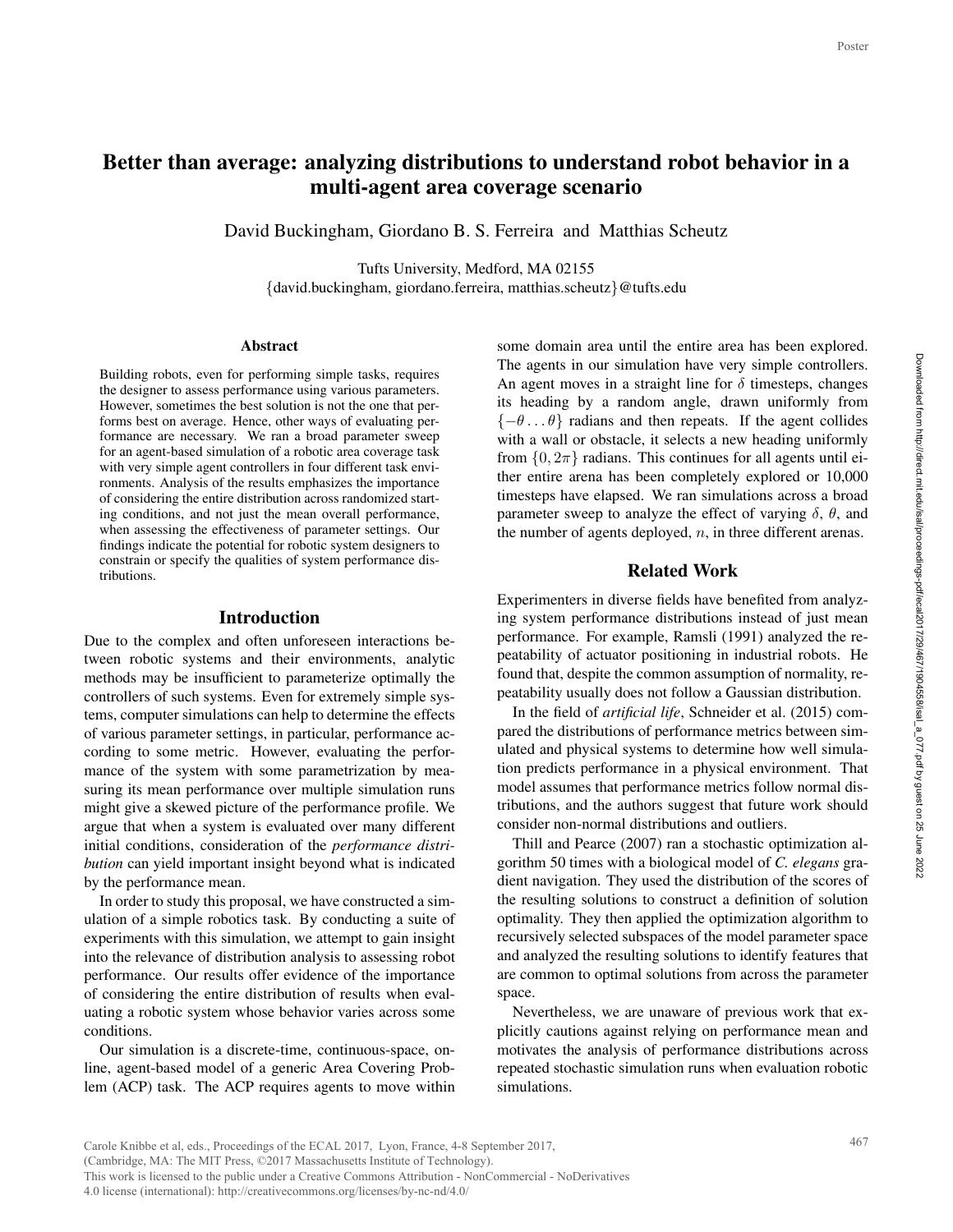# Better than average: analyzing distributions to understand robot behavior in a multi-agent area coverage scenario

David Buckingham, Giordano B. S. Ferreira and Matthias Scheutz

Tufts University, Medford, MA 02155
{david.buckingham, giordano.ferreira, matthias.scheutz}@tufts.edu

## Abstract

Building robots, even for performing simple tasks, requires the designer to assess performance using various parameters. However, sometimes the best solution is not the one that performs best on average. Hence, other ways of evaluating performance are necessary. We ran a broad parameter sweep for an agent-based simulation of a robotic area coverage task with very simple agent controllers in four different task environments. Analysis of the results emphasizes the importance of considering the entire distribution across randomized starting conditions, and not just the mean overall performance, when assessing the effectiveness of parameter settings. Our findings indicate the potential for robotic system designers to constrain or specify the qualities of system performance distributions.

## Introduction

Due to the complex and often unforeseen interactions between robotic systems and their environments, analytic methods may be insufficient to parameterize optimally the controllers of such systems. Even for extremely simple systems, computer simulations can help to determine the effects of various parameter settings, in particular, performance according to some metric. However, evaluating the performance of the system with some parametrization by measuring its mean performance over multiple simulation runs might give a skewed picture of the performance profile. We argue that when a system is evaluated over many different initial conditions, consideration of the *performance distribution* can yield important insight beyond what is indicated by the performance mean.

In order to study this proposal, we have constructed a simulation of a simple robotics task. By conducting a suite of experiments with this simulation, we attempt to gain insight into the relevance of distribution analysis to assessing robot performance. Our results offer evidence of the importance of considering the entire distribution of results when evaluating a robotic system whose behavior varies across some conditions.

Our simulation is a discrete-time, continuous-space, online, agent-based model of a generic Area Covering Problem (ACP) task. The ACP requires agents to move within some domain area until the entire area has been explored. The agents in our simulation have very simple controllers. An agent moves in a straight line for $\delta$ timesteps, changes its heading by a random angle, drawn uniformly from $\{-\theta \ldots \theta\}$ radians and then repeats. If the agent collides with a wall or obstacle, it selects a new heading uniformly from $\{0, 2\pi\}$ radians. This continues for all agents until either entire arena has been completely explored or 10,000 timesteps have elapsed. We ran simulations across a broad parameter sweep to analyze the effect of varying $\delta$, $\theta$, and the number of agents deployed, $n$, in three different arenas.

## Related Work

Experimenters in diverse fields have benefited from analyzing system performance distributions instead of just mean performance. For example, Ramsli (1991) analyzed the repeatability of actuator positioning in industrial robots. He found that, despite the common assumption of normality, repeatability usually does not follow a Gaussian distribution.

In the field of *artificial life*, Schneider et al. (2015) compared the distributions of performance metrics between simulated and physical systems to determine how well simulation predicts performance in a physical environment. That model assumes that performance metrics follow normal distributions, and the authors suggest that future work should consider non-normal distributions and outliers.

Thill and Pearce (2007) ran a stochastic optimization algorithm 50 times with a biological model of *C. elegans* gradient navigation. They used the distribution of the scores of the resulting solutions to construct a definition of solution optimality. They then applied the optimization algorithm to recursively selected subspaces of the model parameter space and analyzed the resulting solutions to identify features that are common to optimal solutions from across the parameter space.

Nevertheless, we are unaware of previous work that explicitly cautions against relying on performance mean and motivates the analysis of performance distributions across repeated stochastic simulation runs when evaluation robotic simulations.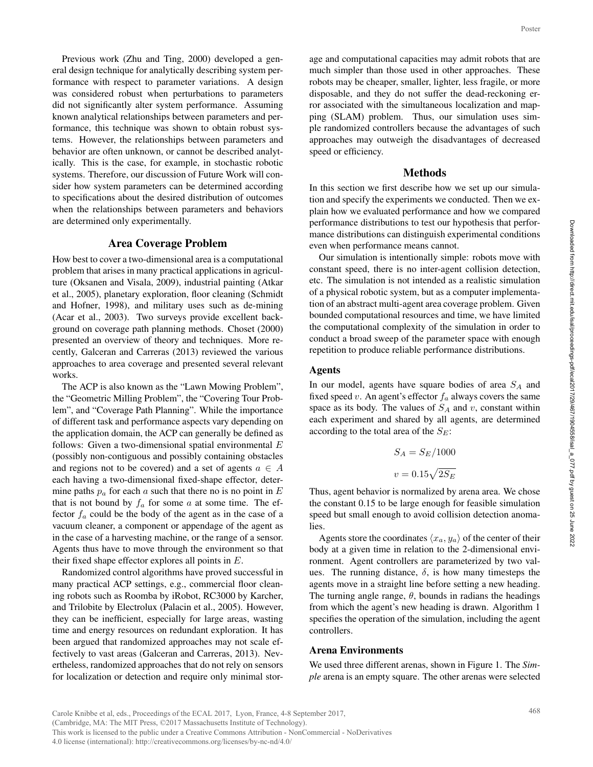Previous work (Zhu and Ting, 2000) developed a general design technique for analytically describing system performance with respect to parameter variations. A design was considered robust when perturbations to parameters did not significantly alter system performance. Assuming known analytical relationships between parameters and performance, this technique was shown to obtain robust systems. However, the relationships between parameters and behavior are often unknown, or cannot be described analytically. This is the case, for example, in stochastic robotic systems. Therefore, our discussion of Future Work will consider how system parameters can be determined according to specifications about the desired distribution of outcomes when the relationships between parameters and behaviors are determined only experimentally.

## Area Coverage Problem

How best to cover a two-dimensional area is a computational problem that arises in many practical applications in agriculture (Oksanen and Visala, 2009), industrial painting (Atkar et al., 2005), planetary exploration, floor cleaning (Schmidt and Hofner, 1998), and military uses such as de-mining (Acar et al., 2003). Two surveys provide excellent background on coverage path planning methods. Choset (2000) presented an overview of theory and techniques. More recently, Galceran and Carreras (2013) reviewed the various approaches to area coverage and presented several relevant works.

The ACP is also known as the "Lawn Mowing Problem", the "Geometric Milling Problem", the "Covering Tour Problem", and "Coverage Path Planning". While the importance of different task and performance aspects vary depending on the application domain, the ACP can generally be defined as follows: Given a two-dimensional spatial environmental $E$ (possibly non-contiguous and possibly containing obstacles and regions not to be covered) and a set of agents $a \in A$ each having a two-dimensional fixed-shape effector, determine paths $p_a$ for each $a$ such that there no is no point in $E$ that is not bound by $f_a$ for some $a$ at some time. The effector $f_a$ could be the body of the agent as in the case of a vacuum cleaner, a component or appendage of the agent as in the case of a harvesting machine, or the range of a sensor. Agents thus have to move through the environment so that their fixed shape effector explores all points in $E$.

Randomized control algorithms have proved successful in many practical ACP settings, e.g., commercial floor cleaning robots such as Roomba by iRobot, RC3000 by Karcher, and Trilobite by Electrolux (Palacin et al., 2005). However, they can be inefficient, especially for large areas, wasting time and energy resources on redundant exploration. It has been argued that randomized approaches may not scale effectively to vast areas (Galceran and Carreras, 2013). Nevertheless, randomized approaches that do not rely on sensors for localization or detection and require only minimal storage and computational capacities may admit robots that are much simpler than those used in other approaches. These robots may be cheaper, smaller, lighter, less fragile, or more disposable, and they do not suffer the dead-reckoning error associated with the simultaneous localization and mapping (SLAM) problem. Thus, our simulation uses simple randomized controllers because the advantages of such approaches may outweigh the disadvantages of decreased speed or efficiency.

## Methods

In this section we first describe how we set up our simulation and specify the experiments we conducted. Then we explain how we evaluated performance and how we compared performance distributions to test our hypothesis that performance distributions can distinguish experimental conditions even when performance means cannot.

Our simulation is intentionally simple: robots move with constant speed, there is no inter-agent collision detection, etc. The simulation is not intended as a realistic simulation of a physical robotic system, but as a computer implementation of an abstract multi-agent area coverage problem. Given bounded computational resources and time, we have limited the computational complexity of the simulation in order to conduct a broad sweep of the parameter space with enough repetition to produce reliable performance distributions.

### Agents

In our model, agents have square bodies of area $S_A$ and fixed speed $v$. An agent's effector $f_a$ always covers the same space as its body. The values of $S_A$ and $v$, constant within each experiment and shared by all agents, are determined according to the total area of the $S_E$:

$$S_A = S_E/1000$$

$$v = 0.15\sqrt{2S_E}$$

Thus, agent behavior is normalized by arena area. We chose the constant 0.15 to be large enough for feasible simulation speed but small enough to avoid collision detection anomalies.

Agents store the coordinates $\langle x_a, y_a \rangle$ of the center of their body at a given time in relation to the 2-dimensional environment. Agent controllers are parameterized by two values. The running distance, $\delta$, is how many timesteps the agents move in a straight line before setting a new heading. The turning angle range, $\theta$, bounds in radians the headings from which the agent's new heading is drawn. Algorithm 1 specifies the operation of the simulation, including the agent controllers.

### Arena Environments

We used three different arenas, shown in Figure 1. The *Simple* arena is an empty square. The other arenas were selected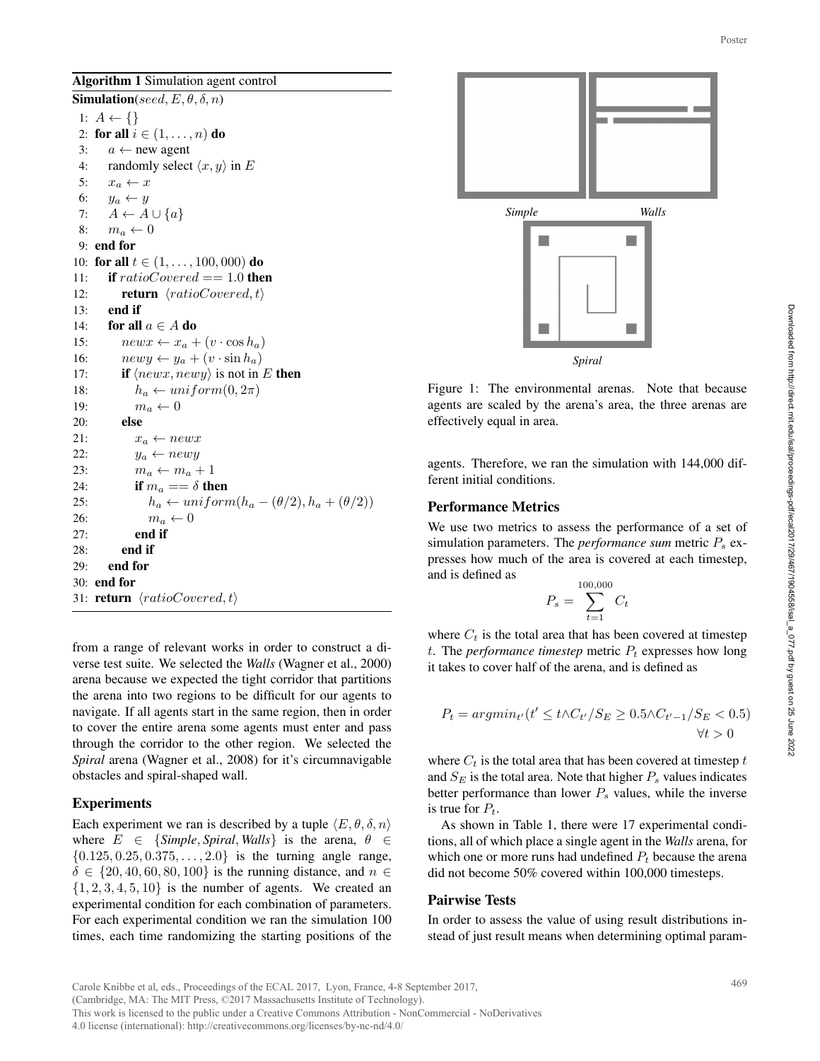**Algorithm 1** Simulation agent control

```
Simulation(seed, E, θ, δ, n)
 1: A ← {}
 2: for all i ∈ (1, ..., n) do
 3:     a ← new agent
 4:     randomly select ⟨x, y⟩ in E
 5:     x_a ← x
 6:     y_a ← y
 7:     A ← A ∪ {a}
 8:     m_a ← 0
 9: end for
10: for all t ∈ (1, ..., 100, 000) do
11:     if ratioCovered == 1.0 then
12:         return ⟨ratioCovered, t⟩
13:     end if
14:     for all a ∈ A do
15:         newx ← x_a + (v · cos h_a)
16:         newy ← y_a + (v · sin h_a)
17:         if ⟨newx, newy⟩ is not in E then
18:             h_a ← uniform(0, 2π)
19:             m_a ← 0
20:         else
21:             x_a ← newx
22:             y_a ← newy
23:             m_a ← m_a + 1
24:             if m_a == δ then
25:                 h_a ← uniform(h_a − (θ/2), h_a + (θ/2))
26:                 m_a ← 0
27:             end if
28:         end if
29:     end for
30: end for
31: return ⟨ratioCovered, t⟩
```

from a range of relevant works in order to construct a diverse test suite. We selected the *Walls* (Wagner et al., 2000) arena because we expected the tight corridor that partitions the arena into two regions to be difficult for our agents to navigate. If all agents start in the same region, then in order to cover the entire arena some agents must enter and pass through the corridor to the other region. We selected the *Spiral* arena (Wagner et al., 2008) for it's circumnavigable obstacles and spiral-shaped wall.

## Experiments

Each experiment we ran is described by a tuple $\langle E, \theta, \delta, n \rangle$ where $E \in \{\textit{Simple}, \textit{Spiral}, \textit{Walls}\}$ is the arena, $\theta \in \{0.125, 0.25, 0.375, \ldots, 2.0\}$ is the turning angle range, $\delta \in \{20, 40, 60, 80, 100\}$ is the running distance, and $n \in \{1, 2, 3, 4, 5, 10\}$ is the number of agents. We created an experimental condition for each combination of parameters. For each experimental condition we ran the simulation 100 times, each time randomizing the starting positions of the agents. Therefore, we ran the simulation with 144,000 different initial conditions.

*Simple* *Walls*

*Spiral*

Figure 1: The environmental arenas. Note that because agents are scaled by the arena's area, the three arenas are effectively equal in area.

## Performance Metrics

We use two metrics to assess the performance of a set of simulation parameters. The *performance sum* metric $P_s$ expresses how much of the area is covered at each timestep, and is defined as

$$P_s = \sum_{t=1}^{100,000} C_t$$

where $C_t$ is the total area that has been covered at timestep $t$. The *performance timestep* metric $P_t$ expresses how long it takes to cover half of the arena, and is defined as

$$P_t = argmin_{t'}(t' \leq t \wedge C_{t'}/S_E \geq 0.5 \wedge C_{t'-1}/S_E < 0.5) \quad \forall t > 0$$

where $C_t$ is the total area that has been covered at timestep $t$ and $S_E$ is the total area. Note that higher $P_s$ values indicates better performance than lower $P_s$ values, while the inverse is true for $P_t$.

As shown in Table 1, there were 17 experimental conditions, all of which place a single agent in the *Walls* arena, for which one or more runs had undefined $P_t$ because the arena did not become 50% covered within 100,000 timesteps.

## Pairwise Tests

In order to assess the value of using result distributions instead of just result means when determining optimal param-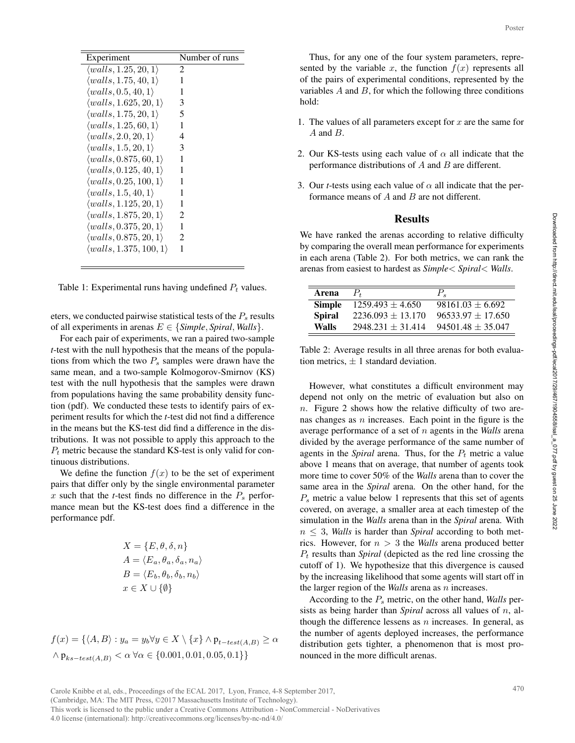| Experiment | Number of runs |
|---|---|
| $\langle walls, 1.25, 20, 1\rangle$ | 2 |
| $\langle walls, 1.75, 40, 1\rangle$ | 1 |
| $\langle walls, 0.5, 40, 1\rangle$ | 1 |
| $\langle walls, 1.625, 20, 1\rangle$ | 3 |
| $\langle walls, 1.75, 20, 1\rangle$ | 5 |
| $\langle walls, 1.25, 60, 1\rangle$ | 1 |
| $\langle walls, 2.0, 20, 1\rangle$ | 4 |
| $\langle walls, 1.5, 20, 1\rangle$ | 3 |
| $\langle walls, 0.875, 60, 1\rangle$ | 1 |
| $\langle walls, 0.125, 40, 1\rangle$ | 1 |
| $\langle walls, 0.25, 100, 1\rangle$ | 1 |
| $\langle walls, 1.5, 40, 1\rangle$ | 1 |
| $\langle walls, 1.125, 20, 1\rangle$ | 1 |
| $\langle walls, 1.875, 20, 1\rangle$ | 2 |
| $\langle walls, 0.375, 20, 1\rangle$ | 1 |
| $\langle walls, 0.875, 20, 1\rangle$ | 2 |
| $\langle walls, 1.375, 100, 1\rangle$ | 1 |

Table 1: Experimental runs having undefined $P_t$ values.

eters, we conducted pairwise statistical tests of the $P_s$ results of all experiments in arenas $E \in \{Simple, Spiral, Walls\}$.

For each pair of experiments, we ran a paired two-sample *t*-test with the null hypothesis that the means of the populations from which the two $P_s$ samples were drawn have the same mean, and a two-sample Kolmogorov-Smirnov (KS) test with the null hypothesis that the samples were drawn from populations having the same probability density function (pdf). We conducted these tests to identify pairs of experiment results for which the *t*-test did not find a difference in the means but the KS-test did find a difference in the distributions. It was not possible to apply this approach to the $P_t$ metric because the standard KS-test is only valid for continuous distributions.

We define the function $f(x)$ to be the set of experiment pairs that differ only by the single environmental parameter $x$ such that the *t*-test finds no difference in the $P_s$ performance mean but the KS-test does find a difference in the performance pdf.

$$X = \{E, \theta, \delta, n\}$$
$$A = \langle E_a, \theta_a, \delta_a, n_a\rangle$$
$$B = \langle E_b, \theta_b, \delta_b, n_b\rangle$$
$$x \in X \cup \{\emptyset\}$$

$$f(x) = \{\langle A, B\rangle : y_a = y_b \forall y \in X \setminus \{x\} \wedge \mathsf{p}_{t-test(A,B)} \geq \alpha \wedge \mathsf{p}_{ks-test(A,B)} < \alpha \,\forall \alpha \in \{0.001, 0.01, 0.05, 0.1\}\}$$

Thus, for any one of the four system parameters, represented by the variable $x$, the function $f(x)$ represents all of the pairs of experimental conditions, represented by the variables $A$ and $B$, for which the following three conditions hold:

1. The values of all parameters except for $x$ are the same for $A$ and $B$.
2. Our KS-tests using each value of $\alpha$ all indicate that the performance distributions of $A$ and $B$ are different.
3. Our *t*-tests using each value of $\alpha$ all indicate that the performance means of $A$ and $B$ are not different.

## Results

We have ranked the arenas according to relative difficulty by comparing the overall mean performance for experiments in each arena (Table 2). For both metrics, we can rank the arenas from easiest to hardest as *Simple*< *Spiral*< *Walls*.

| Arena | $P_t$ | $P_s$ |
|---|---|---|
| **Simple** | $1259.493 \pm 4.650$ | $98161.03 \pm 6.692$ |
| **Spiral** | $2236.093 \pm 13.170$ | $96533.97 \pm 17.650$ |
| **Walls** | $2948.231 \pm 31.414$ | $94501.48 \pm 35.047$ |

Table 2: Average results in all three arenas for both evaluation metrics, $\pm$ 1 standard deviation.

However, what constitutes a difficult environment may depend not only on the metric of evaluation but also on $n$. Figure 2 shows how the relative difficulty of two arenas changes as $n$ increases. Each point in the figure is the average performance of a set of $n$ agents in the *Walls* arena divided by the average performance of the same number of agents in the *Spiral* arena. Thus, for the $P_t$ metric a value above 1 means that on average, that number of agents took more time to cover 50% of the *Walls* arena than to cover the same area in the *Spiral* arena. On the other hand, for the $P_s$ metric a value below 1 represents that this set of agents covered, on average, a smaller area at each timestep of the simulation in the *Walls* arena than in the *Spiral* arena. With $n \leq 3$, *Walls* is harder than *Spiral* according to both metrics. However, for $n > 3$ the *Walls* arena produced better $P_t$ results than *Spiral* (depicted as the red line crossing the cutoff of 1). We hypothesize that this divergence is caused by the increasing likelihood that some agents will start off in the larger region of the *Walls* arena as $n$ increases.

According to the $P_s$ metric, on the other hand, *Walls* persists as being harder than *Spiral* across all values of $n$, although the difference lessens as $n$ increases. In general, as the number of agents deployed increases, the performance distribution gets tighter, a phenomenon that is most pronounced in the more difficult arenas.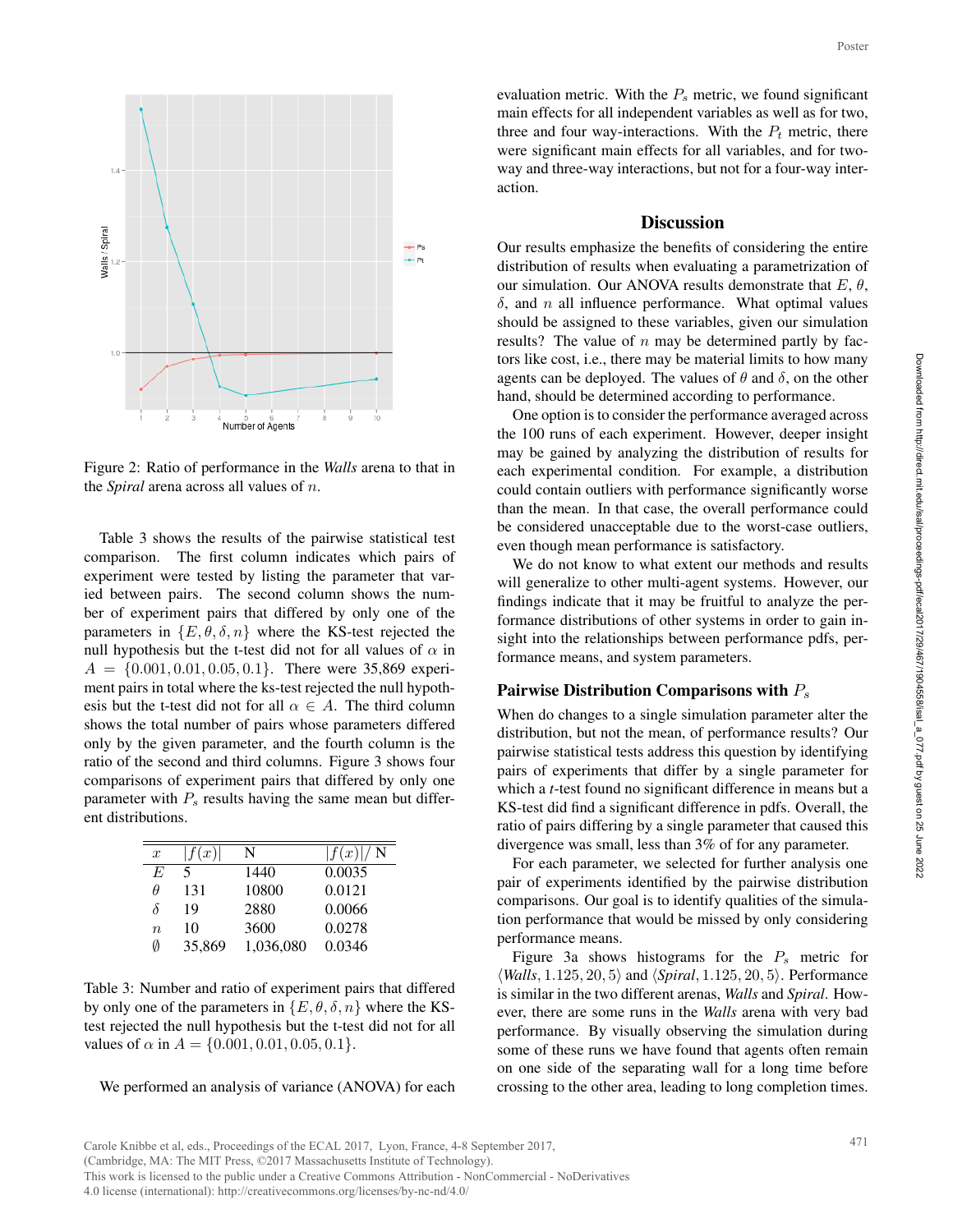Figure 2: Ratio of performance in the *Walls* arena to that in the *Spiral* arena across all values of $n$.

Table 3 shows the results of the pairwise statistical test comparison. The first column indicates which pairs of experiment were tested by listing the parameter that varied between pairs. The second column shows the number of experiment pairs that differed by only one of the parameters in $\{E, \theta, \delta, n\}$ where the KS-test rejected the null hypothesis but the t-test did not for all values of $\alpha$ in $A = \{0.001, 0.01, 0.05, 0.1\}$. There were 35,869 experiment pairs in total where the ks-test rejected the null hypothesis but the t-test did not for all $\alpha \in A$. The third column shows the total number of pairs whose parameters differed only by the given parameter, and the fourth column is the ratio of the second and third columns. Figure 3 shows four comparisons of experiment pairs that differed by only one parameter with $P_s$ results having the same mean but different distributions.

| $x$ | $\|f(x)\|$ | N | $\|f(x)\|/$ N |
|---|---|---|---|
| $E$ | 5 | 1440 | 0.0035 |
| $\theta$ | 131 | 10800 | 0.0121 |
| $\delta$ | 19 | 2880 | 0.0066 |
| $n$ | 10 | 3600 | 0.0278 |
| $\emptyset$ | 35,869 | 1,036,080 | 0.0346 |

Table 3: Number and ratio of experiment pairs that differed by only one of the parameters in $\{E, \theta, \delta, n\}$ where the KS-test rejected the null hypothesis but the t-test did not for all values of $\alpha$ in $A = \{0.001, 0.01, 0.05, 0.1\}$.

We performed an analysis of variance (ANOVA) for each evaluation metric. With the $P_s$ metric, we found significant main effects for all independent variables as well as for two, three and four way-interactions. With the $P_t$ metric, there were significant main effects for all variables, and for two-way and three-way interactions, but not for a four-way interaction.

## Discussion

Our results emphasize the benefits of considering the entire distribution of results when evaluating a parametrization of our simulation. Our ANOVA results demonstrate that $E$, $\theta$, $\delta$, and $n$ all influence performance. What optimal values should be assigned to these variables, given our simulation results? The value of $n$ may be determined partly by factors like cost, i.e., there may be material limits to how many agents can be deployed. The values of $\theta$ and $\delta$, on the other hand, should be determined according to performance.

One option is to consider the performance averaged across the 100 runs of each experiment. However, deeper insight may be gained by analyzing the distribution of results for each experimental condition. For example, a distribution could contain outliers with performance significantly worse than the mean. In that case, the overall performance could be considered unacceptable due to the worst-case outliers, even though mean performance is satisfactory.

We do not know to what extent our methods and results will generalize to other multi-agent systems. However, our findings indicate that it may be fruitful to analyze the performance distributions of other systems in order to gain insight into the relationships between performance pdfs, performance means, and system parameters.

### Pairwise Distribution Comparisons with $P_s$

When do changes to a single simulation parameter alter the distribution, but not the mean, of performance results? Our pairwise statistical tests address this question by identifying pairs of experiments that differ by a single parameter for which a *t*-test found no significant difference in means but a KS-test did find a significant difference in pdfs. Overall, the ratio of pairs differing by a single parameter that caused this divergence was small, less than 3% of for any parameter.

For each parameter, we selected for further analysis one pair of experiments identified by the pairwise distribution comparisons. Our goal is to identify qualities of the simulation performance that would be missed by only considering performance means.

Figure 3a shows histograms for the $P_s$ metric for $\langle \textit{Walls}, 1.125, 20, 5 \rangle$ and $\langle \textit{Spiral}, 1.125, 20, 5 \rangle$. Performance is similar in the two different arenas, *Walls* and *Spiral*. However, there are some runs in the *Walls* arena with very bad performance. By visually observing the simulation during some of these runs we have found that agents often remain on one side of the separating wall for a long time before crossing to the other area, leading to long completion times.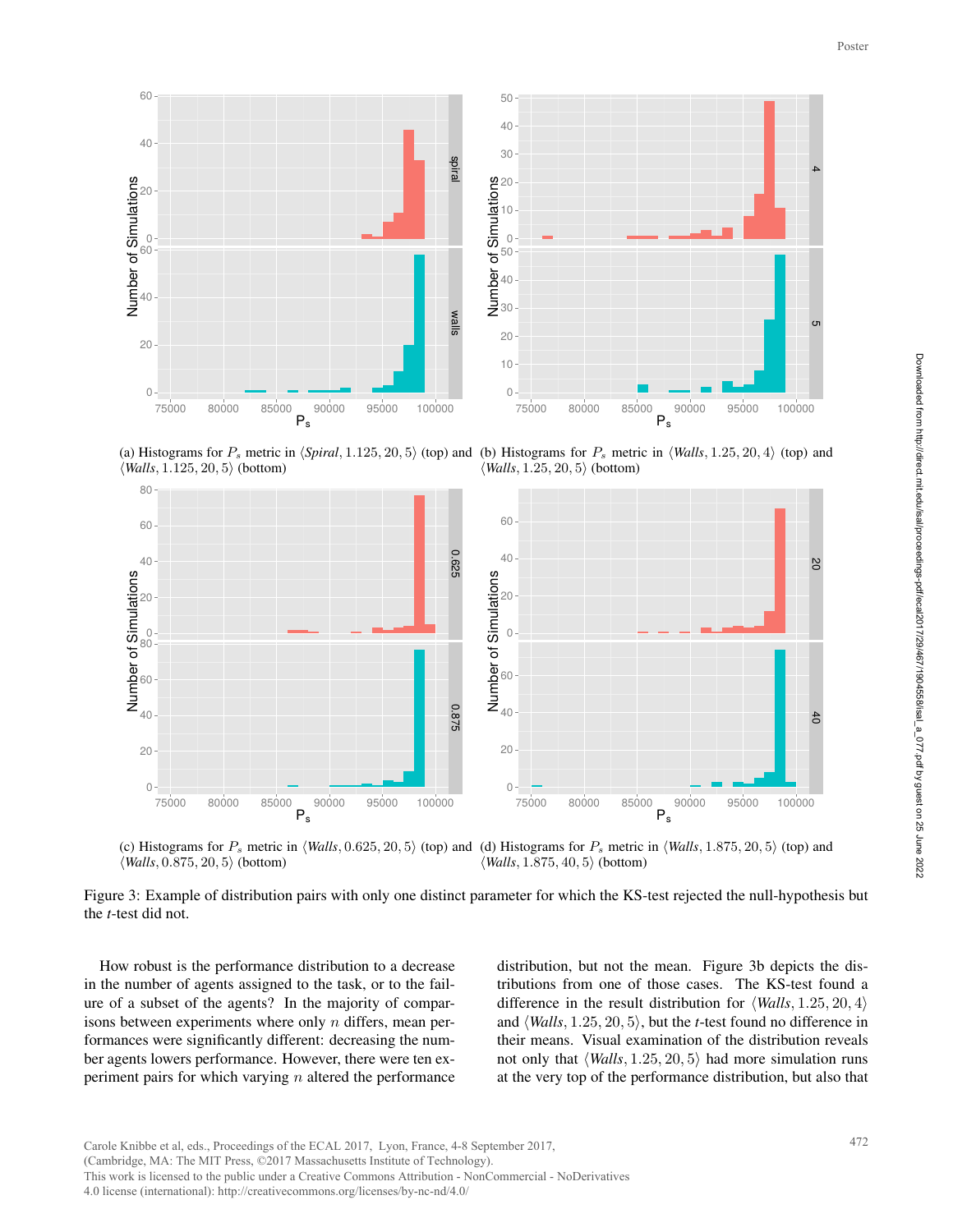(a) Histograms for $P_s$ metric in $\langle \textit{Spiral}, 1.125, 20, 5\rangle$ (top) and $\langle \textit{Walls}, 1.125, 20, 5\rangle$ (bottom)

(b) Histograms for $P_s$ metric in $\langle \textit{Walls}, 1.25, 20, 4\rangle$ (top) and $\langle \textit{Walls}, 1.25, 20, 5\rangle$ (bottom)

(c) Histograms for $P_s$ metric in $\langle \textit{Walls}, 0.625, 20, 5\rangle$ (top) and $\langle \textit{Walls}, 0.875, 20, 5\rangle$ (bottom)

(d) Histograms for $P_s$ metric in $\langle \textit{Walls}, 1.875, 20, 5\rangle$ (top) and $\langle \textit{Walls}, 1.875, 40, 5\rangle$ (bottom)

Figure 3: Example of distribution pairs with only one distinct parameter for which the KS-test rejected the null-hypothesis but the *t*-test did not.

How robust is the performance distribution to a decrease in the number of agents assigned to the task, or to the failure of a subset of the agents? In the majority of comparisons between experiments where only $n$ differs, mean performances were significantly different: decreasing the number agents lowers performance. However, there were ten experiment pairs for which varying $n$ altered the performance distribution, but not the mean. Figure 3b depicts the distributions from one of those cases. The KS-test found a difference in the result distribution for $\langle \textit{Walls}, 1.25, 20, 4\rangle$ and $\langle \textit{Walls}, 1.25, 20, 5\rangle$, but the *t*-test found no difference in their means. Visual examination of the distribution reveals not only that $\langle \textit{Walls}, 1.25, 20, 5\rangle$ had more simulation runs at the very top of the performance distribution, but also that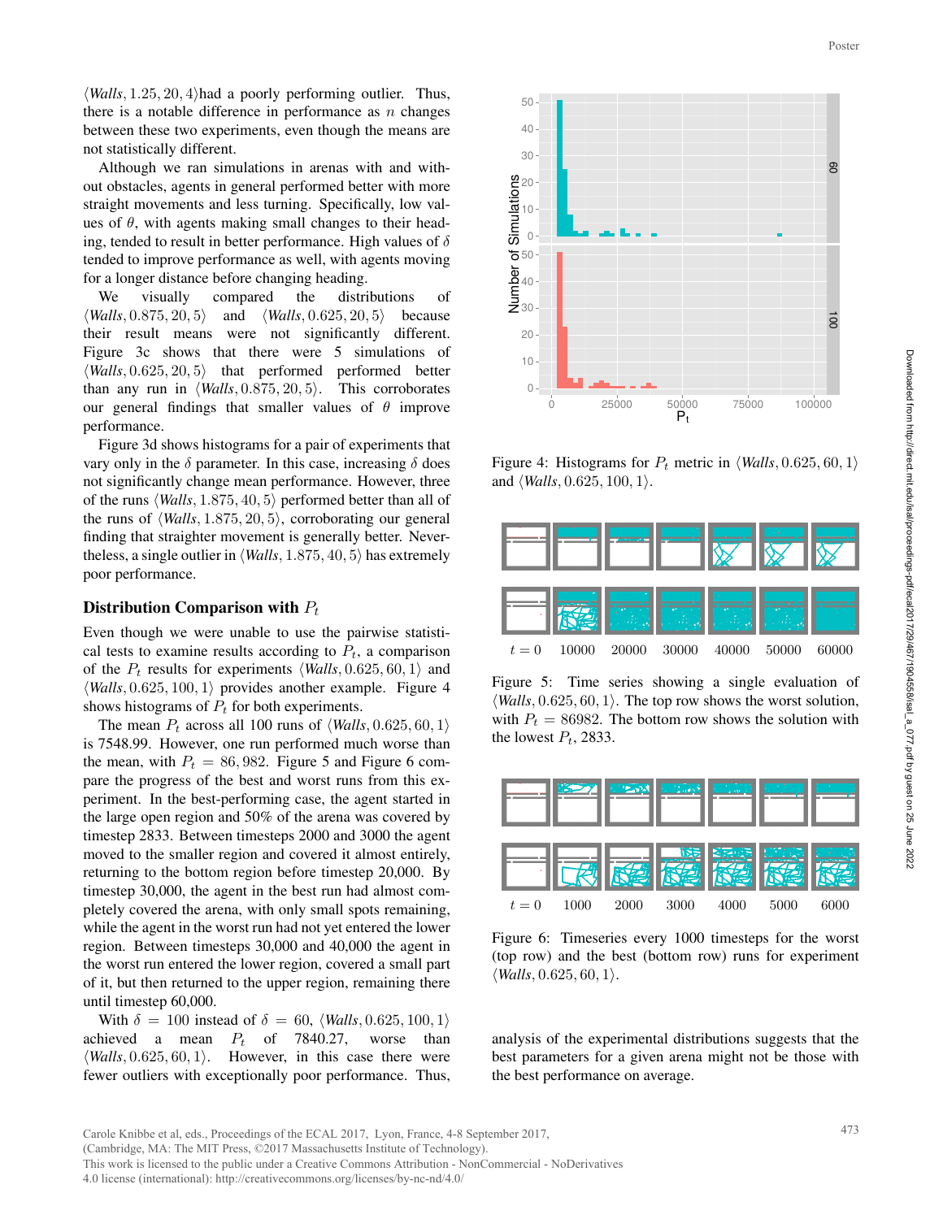$\langle Walls, 1.25, 20, 4\rangle$had a poorly performing outlier. Thus, there is a notable difference in performance as $n$ changes between these two experiments, even though the means are not statistically different.

Although we ran simulations in arenas with and without obstacles, agents in general performed better with more straight movements and less turning. Specifically, low values of $\theta$, with agents making small changes to their heading, tended to result in better performance. High values of $\delta$ tended to improve performance as well, with agents moving for a longer distance before changing heading.

We visually compared the distributions of $\langle Walls, 0.875, 20, 5\rangle$ and $\langle Walls, 0.625, 20, 5\rangle$ because their result means were not significantly different. Figure 3c shows that there were 5 simulations of $\langle Walls, 0.625, 20, 5\rangle$ that performed better than any run in $\langle Walls, 0.875, 20, 5\rangle$. This corroborates our general findings that smaller values of $\theta$ improve performance.

Figure 3d shows histograms for a pair of experiments that vary only in the $\delta$ parameter. In this case, increasing $\delta$ does not significantly change mean performance. However, three of the runs $\langle Walls, 1.875, 40, 5\rangle$ performed better than all of the runs of $\langle Walls, 1.875, 20, 5\rangle$, corroborating our general finding that straighter movement is generally better. Nevertheless, a single outlier in $\langle Walls, 1.875, 40, 5\rangle$ has extremely poor performance.

## Distribution Comparison with $P_t$

Even though we were unable to use the pairwise statistical tests to examine results according to $P_t$, a comparison of the $P_t$ results for experiments $\langle Walls, 0.625, 60, 1\rangle$ and $\langle Walls, 0.625, 100, 1\rangle$ provides another example. Figure 4 shows histograms of $P_t$ for both experiments.

The mean $P_t$ across all 100 runs of $\langle Walls, 0.625, 60, 1\rangle$ is 7548.99. However, one run performed much worse than the mean, with $P_t = 86,982$. Figure 5 and Figure 6 compare the progress of the best and worst runs from this experiment. In the best-performing case, the agent started in the large open region and 50% of the arena was covered by timestep 2833. Between timesteps 2000 and 3000 the agent moved to the smaller region and covered it almost entirely, returning to the bottom region before timestep 20,000. By timestep 30,000, the agent in the best run had almost completely covered the arena, with only small spots remaining, while the agent in the worst run had not yet entered the lower region. Between timesteps 30,000 and 40,000 the agent in the worst run entered the lower region, covered a small part of it, but then returned to the upper region, remaining there until timestep 60,000.

With $\delta = 100$ instead of $\delta = 60$, $\langle Walls, 0.625, 100, 1\rangle$ achieved a mean $P_t$ of 7840.27, worse than $\langle Walls, 0.625, 60, 1\rangle$. However, in this case there were fewer outliers with exceptionally poor performance. Thus, analysis of the experimental distributions suggests that the best parameters for a given arena might not be those with the best performance on average.

Figure 4: Histograms for $P_t$ metric in $\langle Walls, 0.625, 60, 1\rangle$ and $\langle Walls, 0.625, 100, 1\rangle$.

Figure 5: Time series showing a single evaluation of $\langle Walls, 0.625, 60, 1\rangle$. The top row shows the worst solution, with $P_t = 86982$. The bottom row shows the solution with the lowest $P_t$, 2833.

Figure 6: Timeseries every 1000 timesteps for the worst (top row) and the best (bottom row) runs for experiment $\langle Walls, 0.625, 60, 1\rangle$.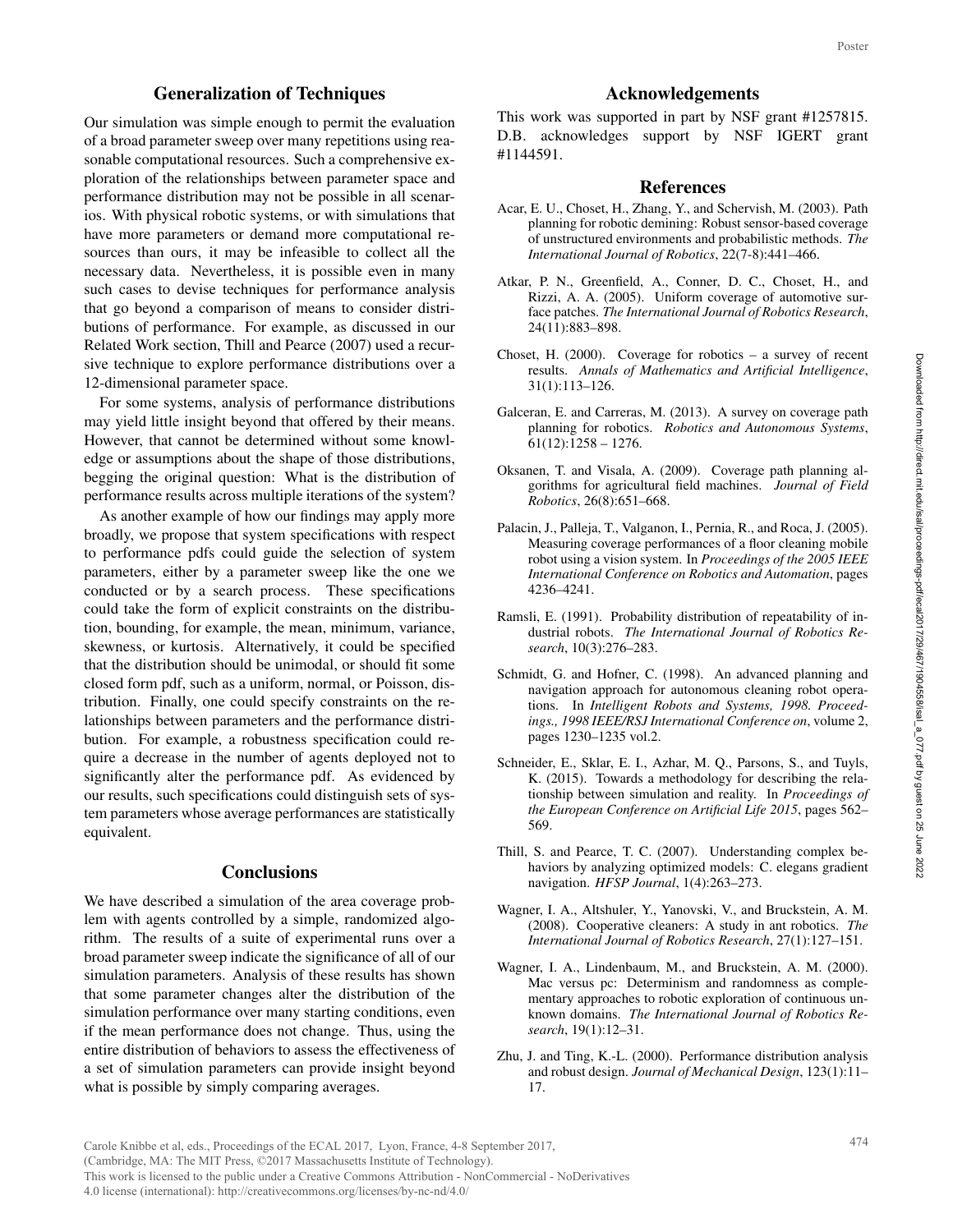## Generalization of Techniques

Our simulation was simple enough to permit the evaluation of a broad parameter sweep over many repetitions using reasonable computational resources. Such a comprehensive exploration of the relationships between parameter space and performance distribution may not be possible in all scenarios. With physical robotic systems, or with simulations that have more parameters or demand more computational resources than ours, it may be infeasible to collect all the necessary data. Nevertheless, it is possible even in many such cases to devise techniques for performance analysis that go beyond a comparison of means to consider distributions of performance. For example, as discussed in our Related Work section, Thill and Pearce (2007) used a recursive technique to explore performance distributions over a 12-dimensional parameter space.

For some systems, analysis of performance distributions may yield little insight beyond that offered by their means. However, that cannot be determined without some knowledge or assumptions about the shape of those distributions, begging the original question: What is the distribution of performance results across multiple iterations of the system?

As another example of how our findings may apply more broadly, we propose that system specifications with respect to performance pdfs could guide the selection of system parameters, either by a parameter sweep like the one we conducted or by a search process. These specifications could take the form of explicit constraints on the distribution, bounding, for example, the mean, minimum, variance, skewness, or kurtosis. Alternatively, it could be specified that the distribution should be unimodal, or should fit some closed form pdf, such as a uniform, normal, or Poisson, distribution. Finally, one could specify constraints on the relationships between parameters and the performance distribution. For example, a robustness specification could require a decrease in the number of agents deployed not to significantly alter the performance pdf. As evidenced by our results, such specifications could distinguish sets of system parameters whose average performances are statistically equivalent.

## Conclusions

We have described a simulation of the area coverage problem with agents controlled by a simple, randomized algorithm. The results of a suite of experimental runs over a broad parameter sweep indicate the significance of all of our simulation parameters. Analysis of these results has shown that some parameter changes alter the distribution of the simulation performance over many starting conditions, even if the mean performance does not change. Thus, using the entire distribution of behaviors to assess the effectiveness of a set of simulation parameters can provide insight beyond what is possible by simply comparing averages.

## Acknowledgements

This work was supported in part by NSF grant #1257815. D.B. acknowledges support by NSF IGERT grant #1144591.

## References

Acar, E. U., Choset, H., Zhang, Y., and Schervish, M. (2003). Path planning for robotic demining: Robust sensor-based coverage of unstructured environments and probabilistic methods. *The International Journal of Robotics*, 22(7-8):441–466.

Atkar, P. N., Greenfield, A., Conner, D. C., Choset, H., and Rizzi, A. A. (2005). Uniform coverage of automotive surface patches. *The International Journal of Robotics Research*, 24(11):883–898.

Choset, H. (2000). Coverage for robotics – a survey of recent results. *Annals of Mathematics and Artificial Intelligence*, 31(1):113–126.

Galceran, E. and Carreras, M. (2013). A survey on coverage path planning for robotics. *Robotics and Autonomous Systems*, 61(12):1258 – 1276.

Oksanen, T. and Visala, A. (2009). Coverage path planning algorithms for agricultural field machines. *Journal of Field Robotics*, 26(8):651–668.

Palacin, J., Palleja, T., Valganon, I., Pernia, R., and Roca, J. (2005). Measuring coverage performances of a floor cleaning mobile robot using a vision system. In *Proceedings of the 2005 IEEE International Conference on Robotics and Automation*, pages 4236–4241.

Ramsli, E. (1991). Probability distribution of repeatability of industrial robots. *The International Journal of Robotics Research*, 10(3):276–283.

Schmidt, G. and Hofner, C. (1998). An advanced planning and navigation approach for autonomous cleaning robot operations. In *Intelligent Robots and Systems, 1998. Proceedings., 1998 IEEE/RSJ International Conference on*, volume 2, pages 1230–1235 vol.2.

Schneider, E., Sklar, E. I., Azhar, M. Q., Parsons, S., and Tuyls, K. (2015). Towards a methodology for describing the relationship between simulation and reality. In *Proceedings of the European Conference on Artificial Life 2015*, pages 562–569.

Thill, S. and Pearce, T. C. (2007). Understanding complex behaviors by analyzing optimized models: C. elegans gradient navigation. *HFSP Journal*, 1(4):263–273.

Wagner, I. A., Altshuler, Y., Yanovski, V., and Bruckstein, A. M. (2008). Cooperative cleaners: A study in ant robotics. *The International Journal of Robotics Research*, 27(1):127–151.

Wagner, I. A., Lindenbaum, M., and Bruckstein, A. M. (2000). Mac versus pc: Determinism and randomness as complementary approaches to robotic exploration of continuous unknown domains. *The International Journal of Robotics Research*, 19(1):12–31.

Zhu, J. and Ting, K.-L. (2000). Performance distribution analysis and robust design. *Journal of Mechanical Design*, 123(1):11–17.